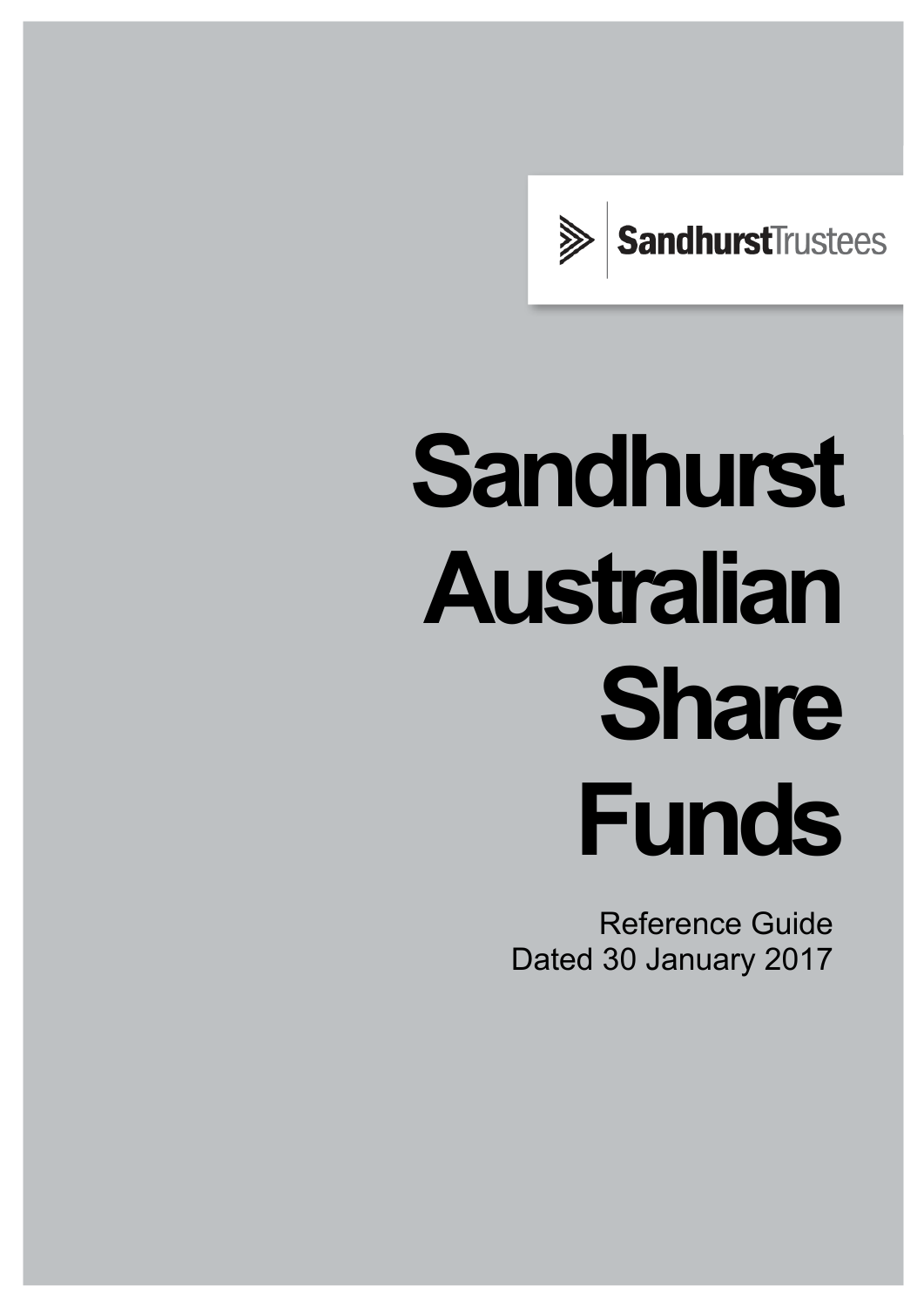SandhurstTrustees

# Sandhurst Australian Share Funds

Reference Guide
Dated 30 January 2017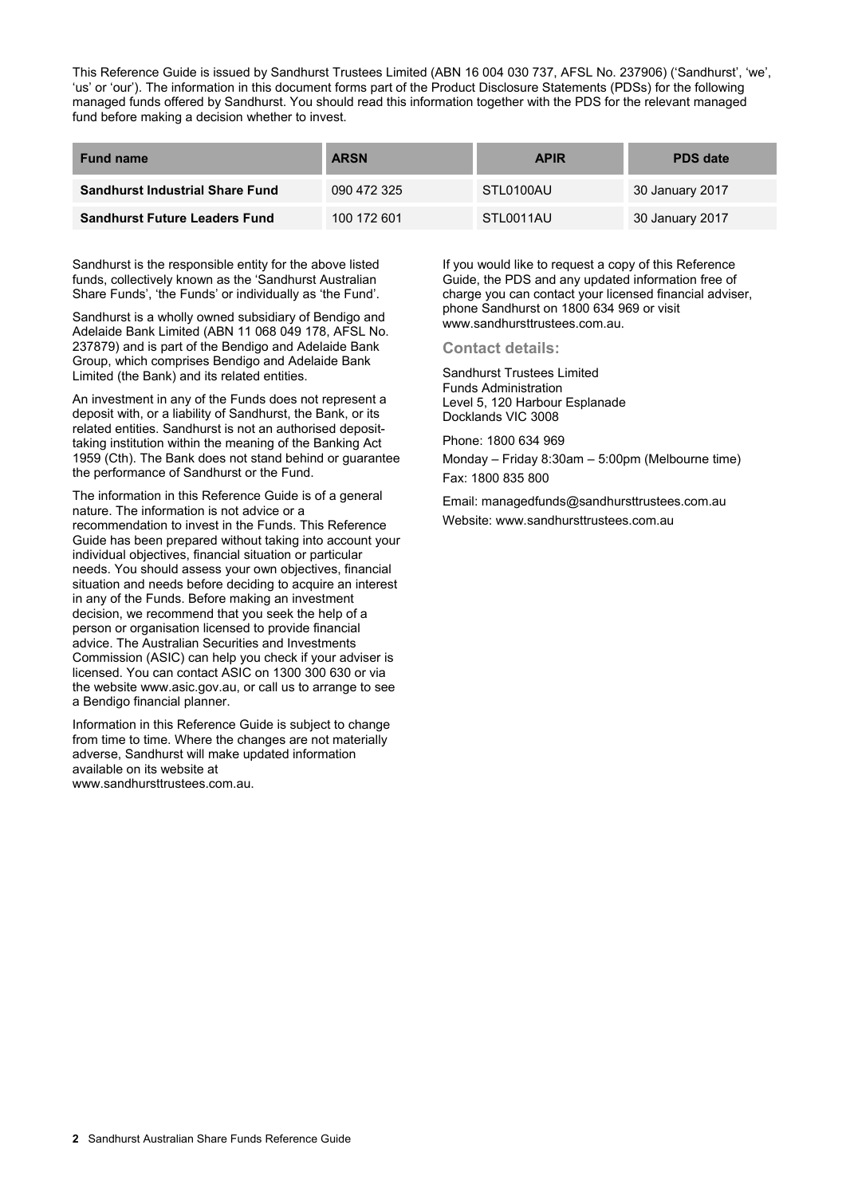This Reference Guide is issued by Sandhurst Trustees Limited (ABN 16 004 030 737, AFSL No. 237906) ('Sandhurst', 'we', 'us' or 'our'). The information in this document forms part of the Product Disclosure Statements (PDSs) for the following managed funds offered by Sandhurst. You should read this information together with the PDS for the relevant managed fund before making a decision whether to invest.

| Fund name | ARSN | APIR | PDS date |
|---|---|---|---|
| **Sandhurst Industrial Share Fund** | 090 472 325 | STL0100AU | 30 January 2017 |
| **Sandhurst Future Leaders Fund** | 100 172 601 | STL0011AU | 30 January 2017 |

Sandhurst is the responsible entity for the above listed funds, collectively known as the 'Sandhurst Australian Share Funds', 'the Funds' or individually as 'the Fund'.

Sandhurst is a wholly owned subsidiary of Bendigo and Adelaide Bank Limited (ABN 11 068 049 178, AFSL No. 237879) and is part of the Bendigo and Adelaide Bank Group, which comprises Bendigo and Adelaide Bank Limited (the Bank) and its related entities.

An investment in any of the Funds does not represent a deposit with, or a liability of Sandhurst, the Bank, or its related entities. Sandhurst is not an authorised deposit-taking institution within the meaning of the Banking Act 1959 (Cth). The Bank does not stand behind or guarantee the performance of Sandhurst or the Fund.

The information in this Reference Guide is of a general nature. The information is not advice or a recommendation to invest in the Funds. This Reference Guide has been prepared without taking into account your individual objectives, financial situation or particular needs. You should assess your own objectives, financial situation and needs before deciding to acquire an interest in any of the Funds. Before making an investment decision, we recommend that you seek the help of a person or organisation licensed to provide financial advice. The Australian Securities and Investments Commission (ASIC) can help you check if your adviser is licensed. You can contact ASIC on 1300 300 630 or via the website www.asic.gov.au, or call us to arrange to see a Bendigo financial planner.

Information in this Reference Guide is subject to change from time to time. Where the changes are not materially adverse, Sandhurst will make updated information available on its website at www.sandhursttrustees.com.au.

If you would like to request a copy of this Reference Guide, the PDS and any updated information free of charge you can contact your licensed financial adviser, phone Sandhurst on 1800 634 969 or visit www.sandhursttrustees.com.au.

### Contact details:

Sandhurst Trustees Limited
Funds Administration
Level 5, 120 Harbour Esplanade
Docklands VIC 3008

Phone: 1800 634 969

Monday – Friday 8:30am – 5:00pm (Melbourne time)

Fax: 1800 835 800

Email: managedfunds@sandhursttrustees.com.au

Website: www.sandhursttrustees.com.au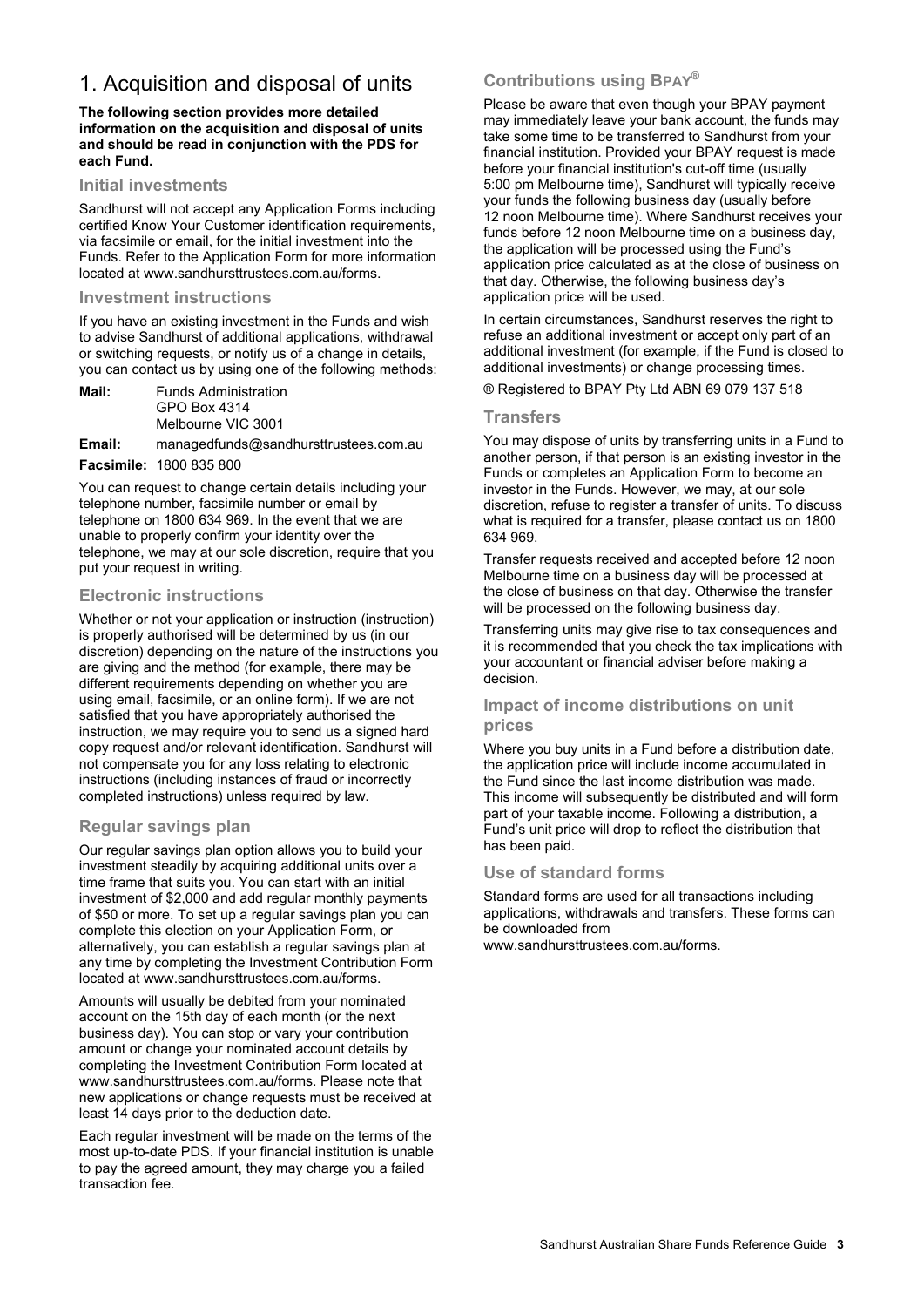# 1. Acquisition and disposal of units

**The following section provides more detailed information on the acquisition and disposal of units and should be read in conjunction with the PDS for each Fund.**

## Initial investments

Sandhurst will not accept any Application Forms including certified Know Your Customer identification requirements, via facsimile or email, for the initial investment into the Funds. Refer to the Application Form for more information located at www.sandhursttrustees.com.au/forms.

## Investment instructions

If you have an existing investment in the Funds and wish to advise Sandhurst of additional applications, withdrawal or switching requests, or notify us of a change in details, you can contact us by using one of the following methods:

**Mail:** Funds Administration
GPO Box 4314
Melbourne VIC 3001

**Email:** managedfunds@sandhursttrustees.com.au

**Facsimile:** 1800 835 800

You can request to change certain details including your telephone number, facsimile number or email by telephone on 1800 634 969. In the event that we are unable to properly confirm your identity over the telephone, we may at our sole discretion, require that you put your request in writing.

## Electronic instructions

Whether or not your application or instruction (instruction) is properly authorised will be determined by us (in our discretion) depending on the nature of the instructions you are giving and the method (for example, there may be different requirements depending on whether you are using email, facsimile, or an online form). If we are not satisfied that you have appropriately authorised the instruction, we may require you to send us a signed hard copy request and/or relevant identification. Sandhurst will not compensate you for any loss relating to electronic instructions (including instances of fraud or incorrectly completed instructions) unless required by law.

## Regular savings plan

Our regular savings plan option allows you to build your investment steadily by acquiring additional units over a time frame that suits you. You can start with an initial investment of $2,000 and add regular monthly payments of $50 or more. To set up a regular savings plan you can complete this election on your Application Form, or alternatively, you can establish a regular savings plan at any time by completing the Investment Contribution Form located at www.sandhursttrustees.com.au/forms.

Amounts will usually be debited from your nominated account on the 15th day of each month (or the next business day). You can stop or vary your contribution amount or change your nominated account details by completing the Investment Contribution Form located at www.sandhursttrustees.com.au/forms. Please note that new applications or change requests must be received at least 14 days prior to the deduction date.

Each regular investment will be made on the terms of the most up-to-date PDS. If your financial institution is unable to pay the agreed amount, they may charge you a failed transaction fee.

## Contributions using BPAY®

Please be aware that even though your BPAY payment may immediately leave your bank account, the funds may take some time to be transferred to Sandhurst from your financial institution. Provided your BPAY request is made before your financial institution's cut-off time (usually 5:00 pm Melbourne time), Sandhurst will typically receive your funds the following business day (usually before 12 noon Melbourne time). Where Sandhurst receives your funds before 12 noon Melbourne time on a business day, the application will be processed using the Fund's application price calculated as at the close of business on that day. Otherwise, the following business day's application price will be used.

In certain circumstances, Sandhurst reserves the right to refuse an additional investment or accept only part of an additional investment (for example, if the Fund is closed to additional investments) or change processing times.

® Registered to BPAY Pty Ltd ABN 69 079 137 518

## Transfers

You may dispose of units by transferring units in a Fund to another person, if that person is an existing investor in the Funds or completes an Application Form to become an investor in the Funds. However, we may, at our sole discretion, refuse to register a transfer of units. To discuss what is required for a transfer, please contact us on 1800 634 969.

Transfer requests received and accepted before 12 noon Melbourne time on a business day will be processed at the close of business on that day. Otherwise the transfer will be processed on the following business day.

Transferring units may give rise to tax consequences and it is recommended that you check the tax implications with your accountant or financial adviser before making a decision.

## Impact of income distributions on unit prices

Where you buy units in a Fund before a distribution date, the application price will include income accumulated in the Fund since the last income distribution was made. This income will subsequently be distributed and will form part of your taxable income. Following a distribution, a Fund's unit price will drop to reflect the distribution that has been paid.

## Use of standard forms

Standard forms are used for all transactions including applications, withdrawals and transfers. These forms can be downloaded from www.sandhursttrustees.com.au/forms.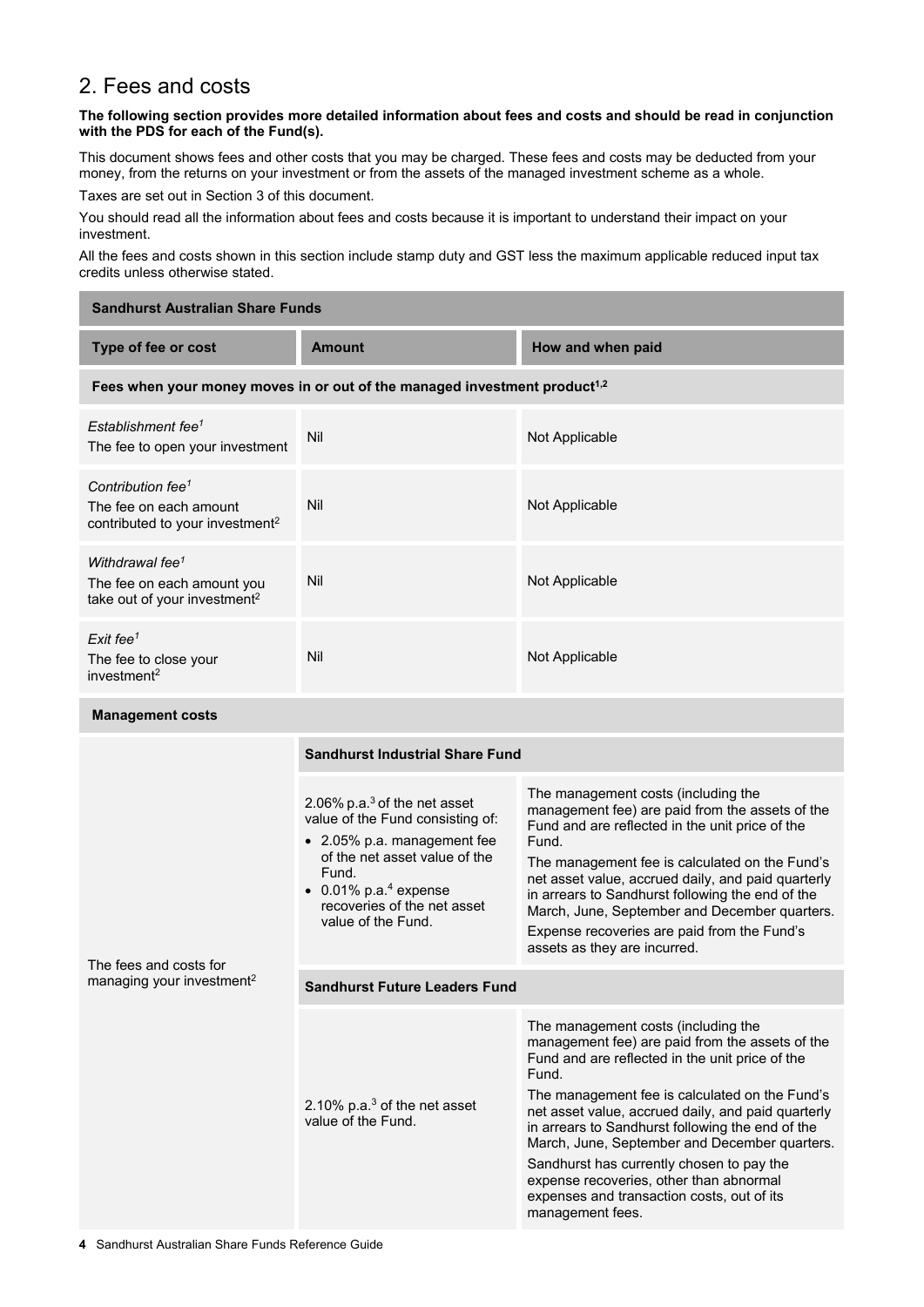## 2. Fees and costs

**The following section provides more detailed information about fees and costs and should be read in conjunction with the PDS for each of the Fund(s).**

This document shows fees and other costs that you may be charged. These fees and costs may be deducted from your money, from the returns on your investment or from the assets of the managed investment scheme as a whole.

Taxes are set out in Section 3 of this document.

You should read all the information about fees and costs because it is important to understand their impact on your investment.

All the fees and costs shown in this section include stamp duty and GST less the maximum applicable reduced input tax credits unless otherwise stated.

| Sandhurst Australian Share Funds | | |
|---|---|---|
| **Type of fee or cost** | **Amount** | **How and when paid** |
| **Fees when your money moves in or out of the managed investment product**[1,2] | | |
| *Establishment fee*[1] The fee to open your investment | Nil | Not Applicable |
| *Contribution fee*[1] The fee on each amount contributed to your investment[2] | Nil | Not Applicable |
| *Withdrawal fee*[1] The fee on each amount you take out of your investment[2] | Nil | Not Applicable |
| *Exit fee*[1] The fee to close your investment[2] | Nil | Not Applicable |
| **Management costs** | | |
| The fees and costs for managing your investment[2] | **Sandhurst Industrial Share Fund** | |
| | 2.06% p.a.[3] of the net asset value of the Fund consisting of: <br>• 2.05% p.a. management fee of the net asset value of the Fund. <br>• 0.01% p.a.[4] expense recoveries of the net asset value of the Fund. | The management costs (including the management fee) are paid from the assets of the Fund and are reflected in the unit price of the Fund. <br>The management fee is calculated on the Fund's net asset value, accrued daily, and paid quarterly in arrears to Sandhurst following the end of the March, June, September and December quarters. <br>Expense recoveries are paid from the Fund's assets as they are incurred. |
| | **Sandhurst Future Leaders Fund** | |
| | 2.10% p.a.[3] of the net asset value of the Fund. | The management costs (including the management fee) are paid from the assets of the Fund and are reflected in the unit price of the Fund. <br>The management fee is calculated on the Fund's net asset value, accrued daily, and paid quarterly in arrears to Sandhurst following the end of the March, June, September and December quarters. <br>Sandhurst has currently chosen to pay the expense recoveries, other than abnormal expenses and transaction costs, out of its management fees. |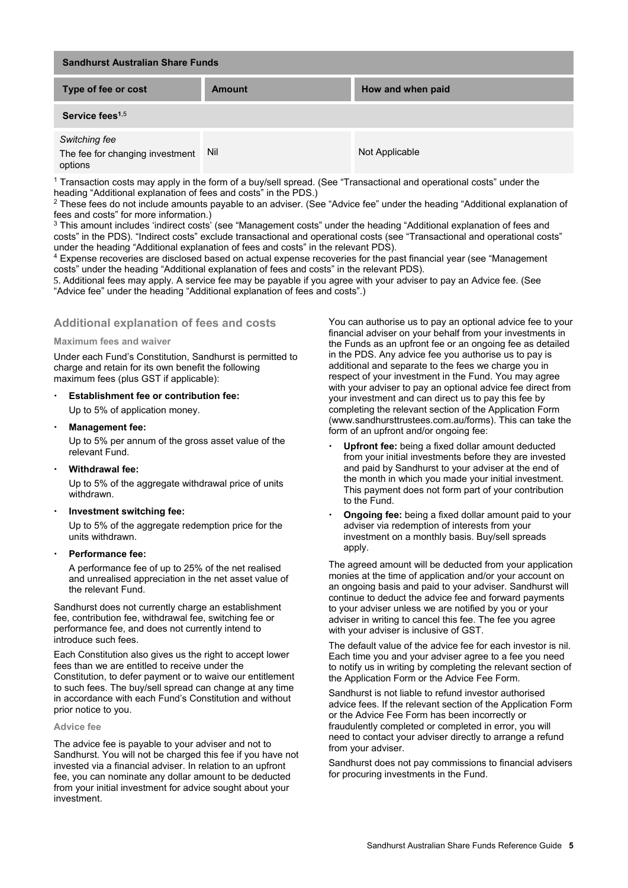| Sandhurst Australian Share Funds | | |
|---|---|---|
| **Type of fee or cost** | **Amount** | **How and when paid** |
| **Service fees[1,5]** | | |
| *Switching fee*<br>The fee for changing investment options | Nil | Not Applicable |

[1] Transaction costs may apply in the form of a buy/sell spread. (See "Transactional and operational costs" under the heading "Additional explanation of fees and costs" in the PDS.)

[2] These fees do not include amounts payable to an adviser. (See "Advice fee" under the heading "Additional explanation of fees and costs" for more information.)

[3] This amount includes 'indirect costs' (see "Management costs" under the heading "Additional explanation of fees and costs" in the PDS). "Indirect costs" exclude transactional and operational costs (see "Transactional and operational costs" under the heading "Additional explanation of fees and costs" in the relevant PDS).

[4] Expense recoveries are disclosed based on actual expense recoveries for the past financial year (see "Management costs" under the heading "Additional explanation of fees and costs" in the relevant PDS).

5. Additional fees may apply. A service fee may be payable if you agree with your adviser to pay an Advice fee. (See "Advice fee" under the heading "Additional explanation of fees and costs".)

## Additional explanation of fees and costs

### Maximum fees and waiver

Under each Fund's Constitution, Sandhurst is permitted to charge and retain for its own benefit the following maximum fees (plus GST if applicable):

- **Establishment fee or contribution fee:**
  Up to 5% of application money.
- **Management fee:**
  Up to 5% per annum of the gross asset value of the relevant Fund.
- **Withdrawal fee:**
  Up to 5% of the aggregate withdrawal price of units withdrawn.
- **Investment switching fee:**
  Up to 5% of the aggregate redemption price for the units withdrawn.
- **Performance fee:**
  A performance fee of up to 25% of the net realised and unrealised appreciation in the net asset value of the relevant Fund.

Sandhurst does not currently charge an establishment fee, contribution fee, withdrawal fee, switching fee or performance fee, and does not currently intend to introduce such fees.

Each Constitution also gives us the right to accept lower fees than we are entitled to receive under the Constitution, to defer payment or to waive our entitlement to such fees. The buy/sell spread can change at any time in accordance with each Fund's Constitution and without prior notice to you.

### Advice fee

The advice fee is payable to your adviser and not to Sandhurst. You will not be charged this fee if you have not invested via a financial adviser. In relation to an upfront fee, you can nominate any dollar amount to be deducted from your initial investment for advice sought about your investment.

You can authorise us to pay an optional advice fee to your financial adviser on your behalf from your investments in the Funds as an upfront fee or an ongoing fee as detailed in the PDS. Any advice fee you authorise us to pay is additional and separate to the fees we charge you in respect of your investment in the Fund. You may agree with your adviser to pay an optional advice fee direct from your investment and can direct us to pay this fee by completing the relevant section of the Application Form (www.sandhursttrustees.com.au/forms). This can take the form of an upfront and/or ongoing fee:

- **Upfront fee:** being a fixed dollar amount deducted from your initial investments before they are invested and paid by Sandhurst to your adviser at the end of the month in which you made your initial investment. This payment does not form part of your contribution to the Fund.
- **Ongoing fee:** being a fixed dollar amount paid to your adviser via redemption of interests from your investment on a monthly basis. Buy/sell spreads apply.

The agreed amount will be deducted from your application monies at the time of application and/or your account on an ongoing basis and paid to your adviser. Sandhurst will continue to deduct the advice fee and forward payments to your adviser unless we are notified by you or your adviser in writing to cancel this fee. The fee you agree with your adviser is inclusive of GST.

The default value of the advice fee for each investor is nil. Each time you and your adviser agree to a fee you need to notify us in writing by completing the relevant section of the Application Form or the Advice Fee Form.

Sandhurst is not liable to refund investor authorised advice fees. If the relevant section of the Application Form or the Advice Fee Form has been incorrectly or fraudulently completed or completed in error, you will need to contact your adviser directly to arrange a refund from your adviser.

Sandhurst does not pay commissions to financial advisers for procuring investments in the Fund.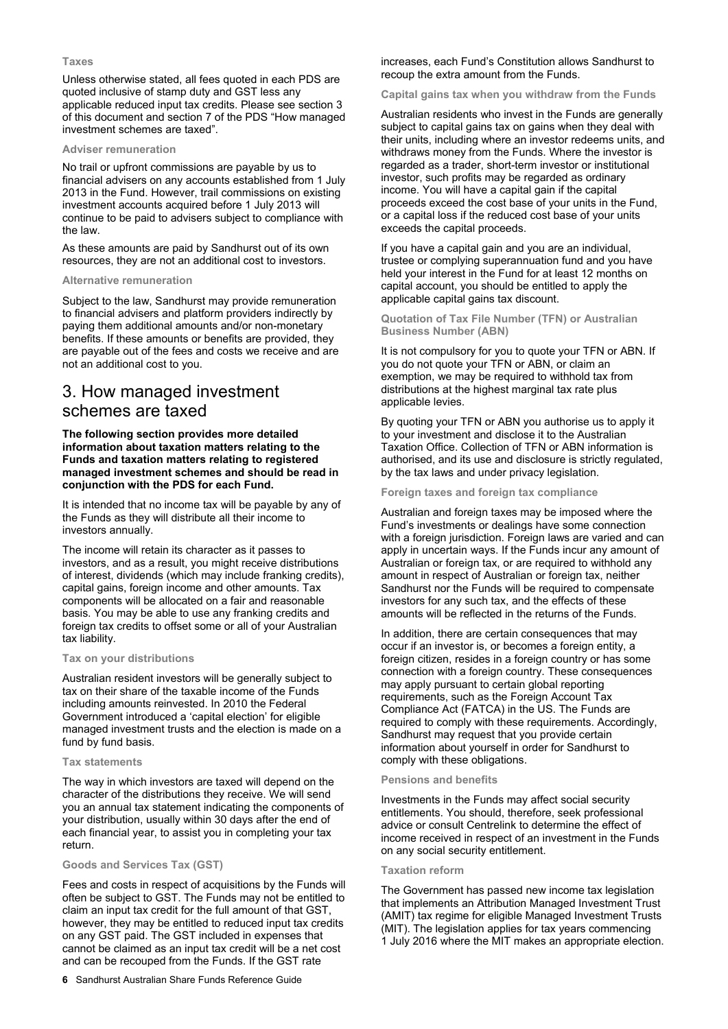### Taxes

Unless otherwise stated, all fees quoted in each PDS are quoted inclusive of stamp duty and GST less any applicable reduced input tax credits. Please see section 3 of this document and section 7 of the PDS "How managed investment schemes are taxed".

### Adviser remuneration

No trail or upfront commissions are payable by us to financial advisers on any accounts established from 1 July 2013 in the Fund. However, trail commissions on existing investment accounts acquired before 1 July 2013 will continue to be paid to advisers subject to compliance with the law.

As these amounts are paid by Sandhurst out of its own resources, they are not an additional cost to investors.

### Alternative remuneration

Subject to the law, Sandhurst may provide remuneration to financial advisers and platform providers indirectly by paying them additional amounts and/or non-monetary benefits. If these amounts or benefits are provided, they are payable out of the fees and costs we receive and are not an additional cost to you.

## 3. How managed investment schemes are taxed

**The following section provides more detailed information about taxation matters relating to the Funds and taxation matters relating to registered managed investment schemes and should be read in conjunction with the PDS for each Fund.**

It is intended that no income tax will be payable by any of the Funds as they will distribute all their income to investors annually.

The income will retain its character as it passes to investors, and as a result, you might receive distributions of interest, dividends (which may include franking credits), capital gains, foreign income and other amounts. Tax components will be allocated on a fair and reasonable basis. You may be able to use any franking credits and foreign tax credits to offset some or all of your Australian tax liability.

### Tax on your distributions

Australian resident investors will be generally subject to tax on their share of the taxable income of the Funds including amounts reinvested. In 2010 the Federal Government introduced a 'capital election' for eligible managed investment trusts and the election is made on a fund by fund basis.

### Tax statements

The way in which investors are taxed will depend on the character of the distributions they receive. We will send you an annual tax statement indicating the components of your distribution, usually within 30 days after the end of each financial year, to assist you in completing your tax return.

### Goods and Services Tax (GST)

Fees and costs in respect of acquisitions by the Funds will often be subject to GST. The Funds may not be entitled to claim an input tax credit for the full amount of that GST, however, they may be entitled to reduced input tax credits on any GST paid. The GST included in expenses that cannot be claimed as an input tax credit will be a net cost and can be recouped from the Funds. If the GST rate increases, each Fund's Constitution allows Sandhurst to recoup the extra amount from the Funds.

### Capital gains tax when you withdraw from the Funds

Australian residents who invest in the Funds are generally subject to capital gains tax on gains when they deal with their units, including where an investor redeems units, and withdraws money from the Funds. Where the investor is regarded as a trader, short-term investor or institutional investor, such profits may be regarded as ordinary income. You will have a capital gain if the capital proceeds exceed the cost base of your units in the Fund, or a capital loss if the reduced cost base of your units exceeds the capital proceeds.

If you have a capital gain and you are an individual, trustee or complying superannuation fund and you have held your interest in the Fund for at least 12 months on capital account, you should be entitled to apply the applicable capital gains tax discount.

### Quotation of Tax File Number (TFN) or Australian Business Number (ABN)

It is not compulsory for you to quote your TFN or ABN. If you do not quote your TFN or ABN, or claim an exemption, we may be required to withhold tax from distributions at the highest marginal tax rate plus applicable levies.

By quoting your TFN or ABN you authorise us to apply it to your investment and disclose it to the Australian Taxation Office. Collection of TFN or ABN information is authorised, and its use and disclosure is strictly regulated, by the tax laws and under privacy legislation.

### Foreign taxes and foreign tax compliance

Australian and foreign taxes may be imposed where the Fund's investments or dealings have some connection with a foreign jurisdiction. Foreign laws are varied and can apply in uncertain ways. If the Funds incur any amount of Australian or foreign tax, or are required to withhold any amount in respect of Australian or foreign tax, neither Sandhurst nor the Funds will be required to compensate investors for any such tax, and the effects of these amounts will be reflected in the returns of the Funds.

In addition, there are certain consequences that may occur if an investor is, or becomes a foreign entity, a foreign citizen, resides in a foreign country or has some connection with a foreign country. These consequences may apply pursuant to certain global reporting requirements, such as the Foreign Account Tax Compliance Act (FATCA) in the US. The Funds are required to comply with these requirements. Accordingly, Sandhurst may request that you provide certain information about yourself in order for Sandhurst to comply with these obligations.

### Pensions and benefits

Investments in the Funds may affect social security entitlements. You should, therefore, seek professional advice or consult Centrelink to determine the effect of income received in respect of an investment in the Funds on any social security entitlement.

### Taxation reform

The Government has passed new income tax legislation that implements an Attribution Managed Investment Trust (AMIT) tax regime for eligible Managed Investment Trusts (MIT). The legislation applies for tax years commencing 1 July 2016 where the MIT makes an appropriate election.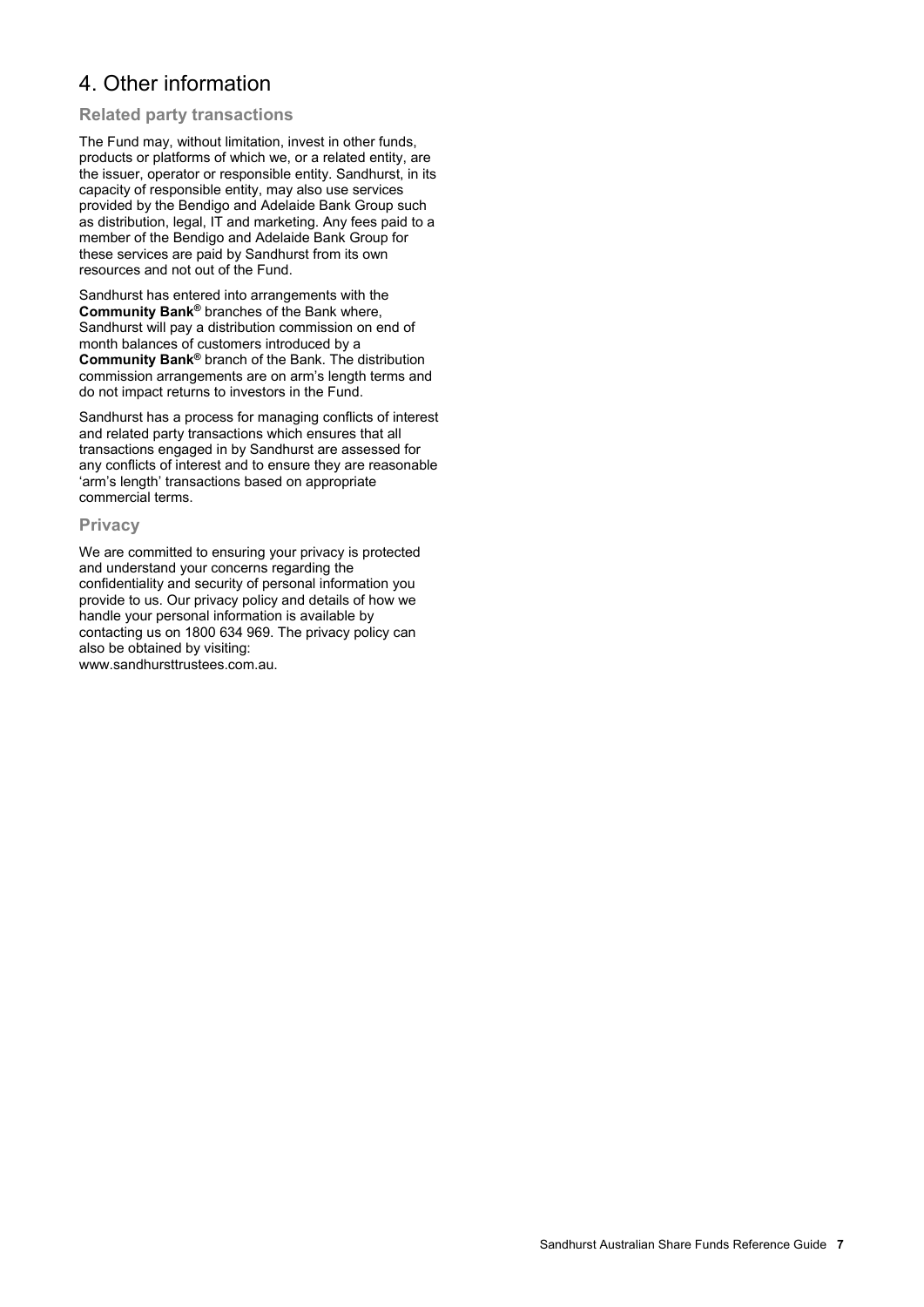# 4. Other information

## Related party transactions

The Fund may, without limitation, invest in other funds, products or platforms of which we, or a related entity, are the issuer, operator or responsible entity. Sandhurst, in its capacity of responsible entity, may also use services provided by the Bendigo and Adelaide Bank Group such as distribution, legal, IT and marketing. Any fees paid to a member of the Bendigo and Adelaide Bank Group for these services are paid by Sandhurst from its own resources and not out of the Fund.

Sandhurst has entered into arrangements with the **Community Bank®** branches of the Bank where, Sandhurst will pay a distribution commission on end of month balances of customers introduced by a **Community Bank®** branch of the Bank. The distribution commission arrangements are on arm's length terms and do not impact returns to investors in the Fund.

Sandhurst has a process for managing conflicts of interest and related party transactions which ensures that all transactions engaged in by Sandhurst are assessed for any conflicts of interest and to ensure they are reasonable 'arm's length' transactions based on appropriate commercial terms.

## Privacy

We are committed to ensuring your privacy is protected and understand your concerns regarding the confidentiality and security of personal information you provide to us. Our privacy policy and details of how we handle your personal information is available by contacting us on 1800 634 969. The privacy policy can also be obtained by visiting: www.sandhursttrustees.com.au.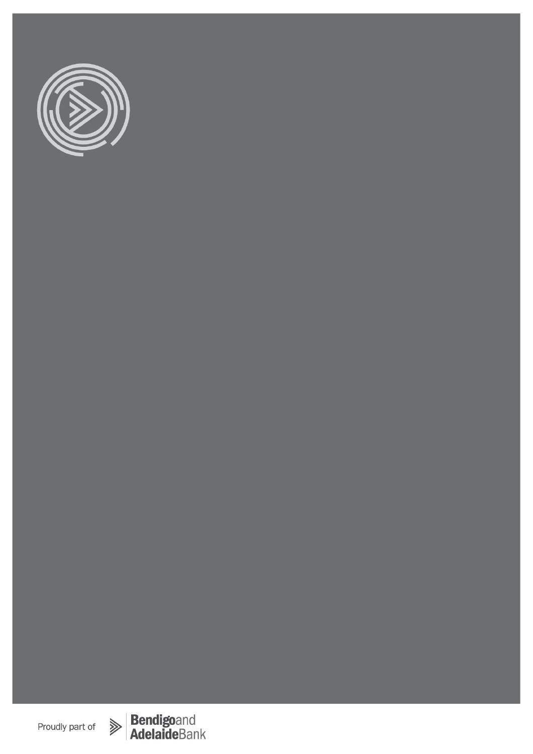Proudly part of Bendigo and Adelaide Bank